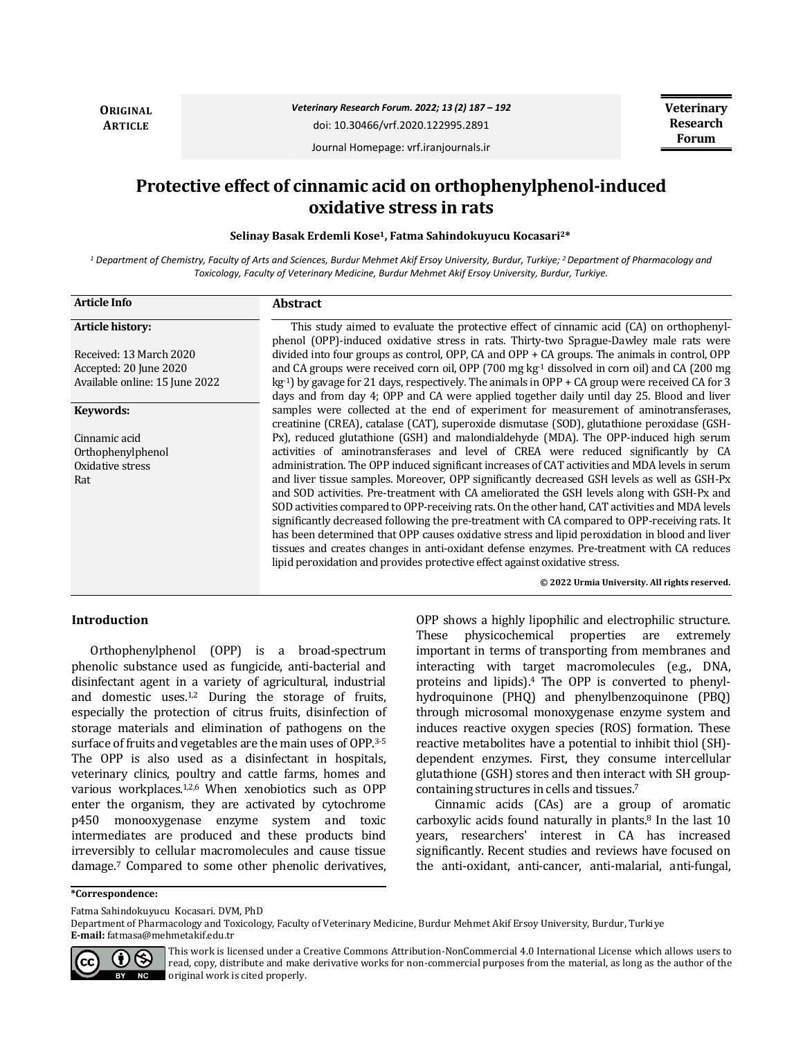ORIGINAL ARTICLE

Veterinary Research Forum. 2022; 13 (2) 187 – 192

doi: 10.30466/vrf.2020.122995.2891

Journal Homepage: vrf.iranjournals.ir

# Protective effect of cinnamic acid on orthophenylphenol-induced oxidative stress in rats

**Selinay Basak Erdemli Kose[1], Fatma Sahindokuyucu Kocasari[2]***

*[1] Department of Chemistry, Faculty of Arts and Sciences, Burdur Mehmet Akif Ersoy University, Burdur, Turkiye; [2] Department of Pharmacology and Toxicology, Faculty of Veterinary Medicine, Burdur Mehmet Akif Ersoy University, Burdur, Turkiye.*

**Article Info**

**Article history:**

Received: 13 March 2020
Accepted: 20 June 2020
Available online: 15 June 2022

**Keywords:**

Cinnamic acid
Orthophenylphenol
Oxidative stress
Rat

## Abstract

This study aimed to evaluate the protective effect of cinnamic acid (CA) on orthophenylphenol (OPP)-induced oxidative stress in rats. Thirty-two Sprague-Dawley male rats were divided into four groups as control, OPP, CA and OPP + CA groups. The animals in control, OPP and CA groups were received corn oil, OPP (700 mg kg$^{-1}$ dissolved in corn oil) and CA (200 mg kg$^{-1}$) by gavage for 21 days, respectively. The animals in OPP + CA group were received CA for 3 days and from day 4; OPP and CA were applied together daily until day 25. Blood and liver samples were collected at the end of experiment for measurement of aminotransferases, creatinine (CREA), catalase (CAT), superoxide dismutase (SOD), glutathione peroxidase (GSH-Px), reduced glutathione (GSH) and malondialdehyde (MDA). The OPP-induced high serum activities of aminotransferases and level of CREA were reduced significantly by CA administration. The OPP induced significant increases of CAT activities and MDA levels in serum and liver tissue samples. Moreover, OPP significantly decreased GSH levels as well as GSH-Px and SOD activities. Pre-treatment with CA ameliorated the GSH levels along with GSH-Px and SOD activities compared to OPP-receiving rats. On the other hand, CAT activities and MDA levels significantly decreased following the pre-treatment with CA compared to OPP-receiving rats. It has been determined that OPP causes oxidative stress and lipid peroxidation in blood and liver tissues and creates changes in anti-oxidant defense enzymes. Pre-treatment with CA reduces lipid peroxidation and provides protective effect against oxidative stress.

**© 2022 Urmia University. All rights reserved.**

## Introduction

Orthophenylphenol (OPP) is a broad-spectrum phenolic substance used as fungicide, anti-bacterial and disinfectant agent in a variety of agricultural, industrial and domestic uses.[1,2] During the storage of fruits, especially the protection of citrus fruits, disinfection of storage materials and elimination of pathogens on the surface of fruits and vegetables are the main uses of OPP.[3-5] The OPP is also used as a disinfectant in hospitals, veterinary clinics, poultry and cattle farms, homes and various workplaces.[1,2,6] When xenobiotics such as OPP enter the organism, they are activated by cytochrome p450 monooxygenase enzyme system and toxic intermediates are produced and these products bind irreversibly to cellular macromolecules and cause tissue damage.[7] Compared to some other phenolic derivatives, OPP shows a highly lipophilic and electrophilic structure. These physicochemical properties are extremely important in terms of transporting from membranes and interacting with target macromolecules (e.g., DNA, proteins and lipids).[4] The OPP is converted to phenylhydroquinone (PHQ) and phenylbenzoquinone (PBQ) through microsomal monoxygenase enzyme system and induces reactive oxygen species (ROS) formation. These reactive metabolites have a potential to inhibit thiol (SH)-dependent enzymes. First, they consume intercellular glutathione (GSH) stores and then interact with SH group-containing structures in cells and tissues.[7]

Cinnamic acids (CAs) are a group of aromatic carboxylic acids found naturally in plants.[8] In the last 10 years, researchers' interest in CA has increased significantly. Recent studies and reviews have focused on the anti-oxidant, anti-cancer, anti-malarial, anti-fungal,

**\*Correspondence:**

Fatma Sahindokuyucu Kocasari. DVM, PhD

Department of Pharmacology and Toxicology, Faculty of Veterinary Medicine, Burdur Mehmet Akif Ersoy University, Burdur, Turkiye

**E-mail:** fatmasa@mehmetakif.edu.tr

This work is licensed under a Creative Commons Attribution-NonCommercial 4.0 International License which allows users to read, copy, distribute and make derivative works for non-commercial purposes from the material, as long as the author of the original work is cited properly.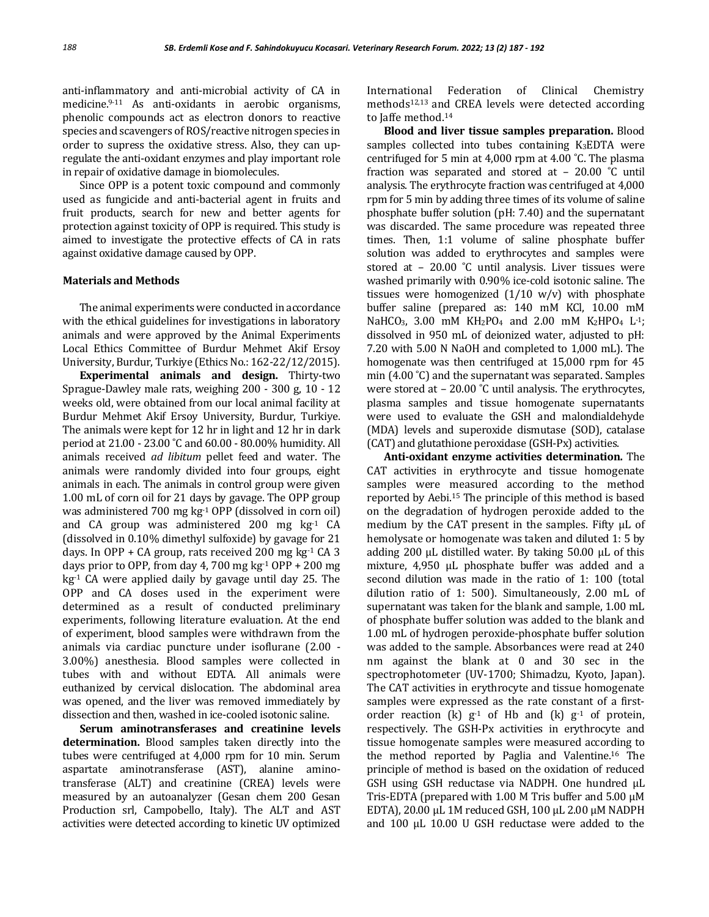anti-inflammatory and anti-microbial activity of CA in medicine.[9-11] As anti-oxidants in aerobic organisms, phenolic compounds act as electron donors to reactive species and scavengers of ROS/reactive nitrogen species in order to supress the oxidative stress. Also, they can up-regulate the anti-oxidant enzymes and play important role in repair of oxidative damage in biomolecules.

Since OPP is a potent toxic compound and commonly used as fungicide and anti-bacterial agent in fruits and fruit products, search for new and better agents for protection against toxicity of OPP is required. This study is aimed to investigate the protective effects of CA in rats against oxidative damage caused by OPP.

## Materials and Methods

The animal experiments were conducted in accordance with the ethical guidelines for investigations in laboratory animals and were approved by the Animal Experiments Local Ethics Committee of Burdur Mehmet Akif Ersoy University, Burdur, Turkiye (Ethics No.: 162-22/12/2015).

**Experimental animals and design.** Thirty-two Sprague-Dawley male rats, weighing 200 - 300 g, 10 - 12 weeks old, were obtained from our local animal facility at Burdur Mehmet Akif Ersoy University, Burdur, Turkiye. The animals were kept for 12 hr in light and 12 hr in dark period at 21.00 - 23.00 ˚C and 60.00 - 80.00% humidity. All animals received *ad libitum* pellet feed and water. The animals were randomly divided into four groups, eight animals in each. The animals in control group were given 1.00 mL of corn oil for 21 days by gavage. The OPP group was administered 700 mg $kg^{-1}$ OPP (dissolved in corn oil) and CA group was administered 200 mg $kg^{-1}$ CA (dissolved in 0.10% dimethyl sulfoxide) by gavage for 21 days. In OPP + CA group, rats received 200 mg $kg^{-1}$ CA 3 days prior to OPP, from day 4, 700 mg $kg^{-1}$ OPP + 200 mg $kg^{-1}$ CA were applied daily by gavage until day 25. The OPP and CA doses used in the experiment were determined as a result of conducted preliminary experiments, following literature evaluation. At the end of experiment, blood samples were withdrawn from the animals via cardiac puncture under isoflurane (2.00 - 3.00%) anesthesia. Blood samples were collected in tubes with and without EDTA. All animals were euthanized by cervical dislocation. The abdominal area was opened, and the liver was removed immediately by dissection and then, washed in ice-cooled isotonic saline.

**Serum aminotransferases and creatinine levels determination.** Blood samples taken directly into the tubes were centrifuged at 4,000 rpm for 10 min. Serum aspartate aminotransferase (AST), alanine amino-transferase (ALT) and creatinine (CREA) levels were measured by an autoanalyzer (Gesan chem 200 Gesan Production srl, Campobello, Italy). The ALT and AST activities were detected according to kinetic UV optimized International Federation of Clinical Chemistry methods[12,13] and CREA levels were detected according to Jaffe method.[14]

**Blood and liver tissue samples preparation.** Blood samples collected into tubes containing $K_3EDTA$ were centrifuged for 5 min at 4,000 rpm at 4.00 ˚C. The plasma fraction was separated and stored at – 20.00 ˚C until analysis. The erythrocyte fraction was centrifuged at 4,000 rpm for 5 min by adding three times of its volume of saline phosphate buffer solution (pH: 7.40) and the supernatant was discarded. The same procedure was repeated three times. Then, 1:1 volume of saline phosphate buffer solution was added to erythrocytes and samples were stored at – 20.00 ˚C until analysis. Liver tissues were washed primarily with 0.90% ice-cold isotonic saline. The tissues were homogenized (1/10 w/v) with phosphate buffer saline (prepared as: 140 mM KCl, 10.00 mM $NaHCO_3$, 3.00 mM $KH_2PO_4$ and 2.00 mM $K_2HPO_4$ $L^{-1}$; dissolved in 950 mL of deionized water, adjusted to pH: 7.20 with 5.00 N NaOH and completed to 1,000 mL). The homogenate was then centrifuged at 15,000 rpm for 45 min (4.00 ˚C) and the supernatant was separated. Samples were stored at – 20.00 ˚C until analysis. The erythrocytes, plasma samples and tissue homogenate supernatants were used to evaluate the GSH and malondialdehyde (MDA) levels and superoxide dismutase (SOD), catalase (CAT) and glutathione peroxidase (GSH-Px) activities.

**Anti-oxidant enzyme activities determination.** The CAT activities in erythrocyte and tissue homogenate samples were measured according to the method reported by Aebi.[15] The principle of this method is based on the degradation of hydrogen peroxide added to the medium by the CAT present in the samples. Fifty µL of hemolysate or homogenate was taken and diluted 1: 5 by adding 200 µL distilled water. By taking 50.00 µL of this mixture, 4,950 µL phosphate buffer was added and a second dilution was made in the ratio of 1: 100 (total dilution ratio of 1: 500). Simultaneously, 2.00 mL of supernatant was taken for the blank and sample, 1.00 mL of phosphate buffer solution was added to the blank and 1.00 mL of hydrogen peroxide-phosphate buffer solution was added to the sample. Absorbances were read at 240 nm against the blank at 0 and 30 sec in the spectrophotometer (UV-1700; Shimadzu, Kyoto, Japan). The CAT activities in erythrocyte and tissue homogenate samples were expressed as the rate constant of a first-order reaction (k) $g^{-1}$ of Hb and (k) $g^{-1}$ of protein, respectively. The GSH-Px activities in erythrocyte and tissue homogenate samples were measured according to the method reported by Paglia and Valentine.[16] The principle of method is based on the oxidation of reduced GSH using GSH reductase via NADPH. One hundred µL Tris-EDTA (prepared with 1.00 M Tris buffer and 5.00 µM EDTA), 20.00 µL 1M reduced GSH, 100 µL 2.00 µM NADPH and 100 µL 10.00 U GSH reductase were added to the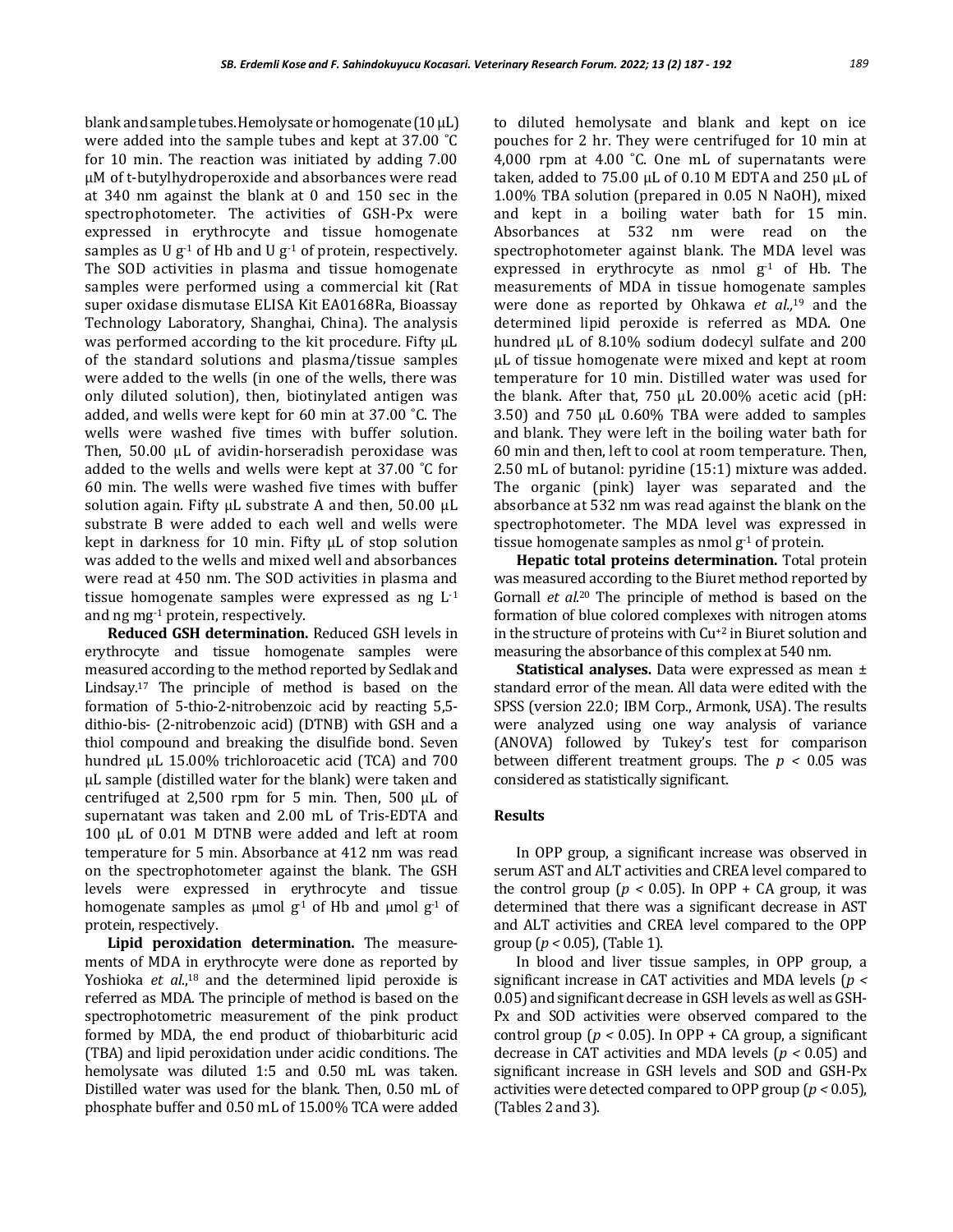blank and sample tubes. Hemolysate or homogenate (10 µL) were added into the sample tubes and kept at 37.00 ˚C for 10 min. The reaction was initiated by adding 7.00 µM of t-butylhydroperoxide and absorbances were read at 340 nm against the blank at 0 and 150 sec in the spectrophotometer. The activities of GSH-Px were expressed in erythrocyte and tissue homogenate samples as U $g^{-1}$ of Hb and U $g^{-1}$ of protein, respectively. The SOD activities in plasma and tissue homogenate samples were performed using a commercial kit (Rat super oxidase dismutase ELISA Kit EA0168Ra, Bioassay Technology Laboratory, Shanghai, China). The analysis was performed according to the kit procedure. Fifty µL of the standard solutions and plasma/tissue samples were added to the wells (in one of the wells, there was only diluted solution), then, biotinylated antigen was added, and wells were kept for 60 min at 37.00 ˚C. The wells were washed five times with buffer solution. Then, 50.00 µL of avidin-horseradish peroxidase was added to the wells and wells were kept at 37.00 ˚C for 60 min. The wells were washed five times with buffer solution again. Fifty µL substrate A and then, 50.00 µL substrate B were added to each well and wells were kept in darkness for 10 min. Fifty µL of stop solution was added to the wells and mixed well and absorbances were read at 450 nm. The SOD activities in plasma and tissue homogenate samples were expressed as ng $L^{-1}$ and ng $mg^{-1}$ protein, respectively.

**Reduced GSH determination.** Reduced GSH levels in erythrocyte and tissue homogenate samples were measured according to the method reported by Sedlak and Lindsay.[17] The principle of method is based on the formation of 5-thio-2-nitrobenzoic acid by reacting 5,5-dithio-bis- (2-nitrobenzoic acid) (DTNB) with GSH and a thiol compound and breaking the disulfide bond. Seven hundred µL 15.00% trichloroacetic acid (TCA) and 700 µL sample (distilled water for the blank) were taken and centrifuged at 2,500 rpm for 5 min. Then, 500 µL of supernatant was taken and 2.00 mL of Tris-EDTA and 100 µL of 0.01 M DTNB were added and left at room temperature for 5 min. Absorbance at 412 nm was read on the spectrophotometer against the blank. The GSH levels were expressed in erythrocyte and tissue homogenate samples as µmol $g^{-1}$ of Hb and µmol $g^{-1}$ of protein, respectively.

**Lipid peroxidation determination.** The measurements of MDA in erythrocyte were done as reported by Yoshioka *et al.*,[18] and the determined lipid peroxide is referred as MDA. The principle of method is based on the spectrophotometric measurement of the pink product formed by MDA, the end product of thiobarbituric acid (TBA) and lipid peroxidation under acidic conditions. The hemolysate was diluted 1:5 and 0.50 mL was taken. Distilled water was used for the blank. Then, 0.50 mL of phosphate buffer and 0.50 mL of 15.00% TCA were added to diluted hemolysate and blank and kept on ice pouches for 2 hr. They were centrifuged for 10 min at 4,000 rpm at 4.00 ˚C. One mL of supernatants were taken, added to 75.00 µL of 0.10 M EDTA and 250 µL of 1.00% TBA solution (prepared in 0.05 N NaOH), mixed and kept in a boiling water bath for 15 min. Absorbances at 532 nm were read on the spectrophotometer against blank. The MDA level was expressed in erythrocyte as nmol $g^{-1}$ of Hb. The measurements of MDA in tissue homogenate samples were done as reported by Ohkawa *et al.*,[19] and the determined lipid peroxide is referred as MDA. One hundred µL of 8.10% sodium dodecyl sulfate and 200 µL of tissue homogenate were mixed and kept at room temperature for 10 min. Distilled water was used for the blank. After that, 750 µL 20.00% acetic acid (pH: 3.50) and 750 µL 0.60% TBA were added to samples and blank. They were left in the boiling water bath for 60 min and then, left to cool at room temperature. Then, 2.50 mL of butanol: pyridine (15:1) mixture was added. The organic (pink) layer was separated and the absorbance at 532 nm was read against the blank on the spectrophotometer. The MDA level was expressed in tissue homogenate samples as nmol $g^{-1}$ of protein.

**Hepatic total proteins determination.** Total protein was measured according to the Biuret method reported by Gornall *et al.*[20] The principle of method is based on the formation of blue colored complexes with nitrogen atoms in the structure of proteins with $Cu^{+2}$ in Biuret solution and measuring the absorbance of this complex at 540 nm.

**Statistical analyses.** Data were expressed as mean ± standard error of the mean. All data were edited with the SPSS (version 22.0; IBM Corp., Armonk, USA). The results were analyzed using one way analysis of variance (ANOVA) followed by Tukey's test for comparison between different treatment groups. The $p < 0.05$ was considered as statistically significant.

## Results

In OPP group, a significant increase was observed in serum AST and ALT activities and CREA level compared to the control group ($p < 0.05$). In OPP + CA group, it was determined that there was a significant decrease in AST and ALT activities and CREA level compared to the OPP group ($p < 0.05$), (Table 1).

In blood and liver tissue samples, in OPP group, a significant increase in CAT activities and MDA levels ($p < 0.05$) and significant decrease in GSH levels as well as GSH-Px and SOD activities were observed compared to the control group ($p < 0.05$). In OPP + CA group, a significant decrease in CAT activities and MDA levels ($p < 0.05$) and significant increase in GSH levels and SOD and GSH-Px activities were detected compared to OPP group ($p < 0.05$), (Tables 2 and 3).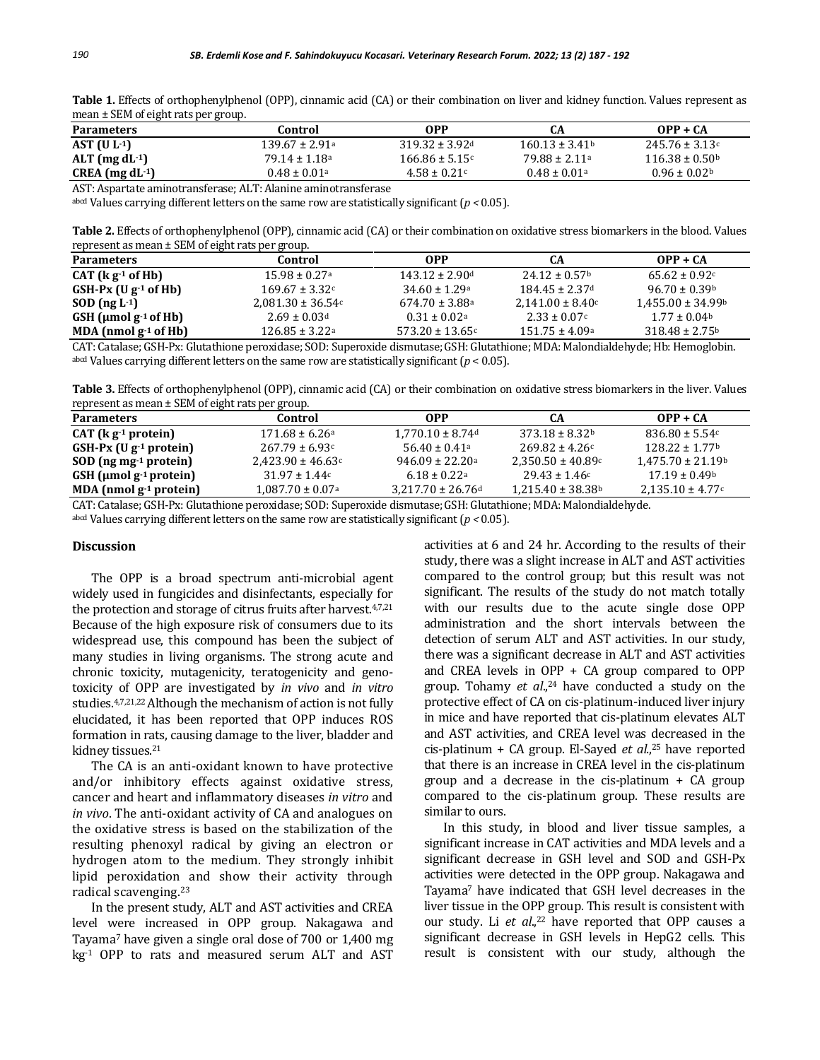**Table 1.** Effects of orthophenylphenol (OPP), cinnamic acid (CA) or their combination on liver and kidney function. Values represent as mean ± SEM of eight rats per group.

| Parameters | Control | OPP | CA | OPP + CA |
|---|---|---|---|---|
| **AST (U $L^{-1}$)** | 139.67 ± 2.91[a] | 319.32 ± 3.92[d] | 160.13 ± 3.41[b] | 245.76 ± 3.13[c] |
| **ALT (mg $dL^{-1}$)** | 79.14 ± 1.18[a] | 166.86 ± 5.15[c] | 79.88 ± 2.11[a] | 116.38 ± 0.50[b] |
| **CREA (mg $dL^{-1}$)** | 0.48 ± 0.01[a] | 4.58 ± 0.21[c] | 0.48 ± 0.01[a] | 0.96 ± 0.02[b] |

AST: Aspartate aminotransferase; ALT: Alanine aminotransferase

[abcd] Values carrying different letters on the same row are statistically significant ($p < 0.05$).

**Table 2.** Effects of orthophenylphenol (OPP), cinnamic acid (CA) or their combination on oxidative stress biomarkers in the blood. Values represent as mean ± SEM of eight rats per group.

| Parameters | Control | OPP | CA | OPP + CA |
|---|---|---|---|---|
| **CAT (k $g^{-1}$ of Hb)** | 15.98 ± 0.27[a] | 143.12 ± 2.90[d] | 24.12 ± 0.57[b] | 65.62 ± 0.92[c] |
| **GSH-Px (U $g^{-1}$ of Hb)** | 169.67 ± 3.32[c] | 34.60 ± 1.29[a] | 184.45 ± 2.37[d] | 96.70 ± 0.39[b] |
| **SOD (ng $L^{-1}$)** | 2,081.30 ± 36.54[c] | 674.70 ± 3.88[a] | 2,141.00 ± 8.40[c] | 1,455.00 ± 34.99[b] |
| **GSH (μmol $g^{-1}$ of Hb)** | 2.69 ± 0.03[d] | 0.31 ± 0.02[a] | 2.33 ± 0.07[c] | 1.77 ± 0.04[b] |
| **MDA (nmol $g^{-1}$ of Hb)** | 126.85 ± 3.22[a] | 573.20 ± 13.65[c] | 151.75 ± 4.09[a] | 318.48 ± 2.75[b] |

CAT: Catalase; GSH-Px: Glutathione peroxidase; SOD: Superoxide dismutase; GSH: Glutathione; MDA: Malondialdehyde; Hb: Hemoglobin.

[abcd] Values carrying different letters on the same row are statistically significant ($p < 0.05$).

**Table 3.** Effects of orthophenylphenol (OPP), cinnamic acid (CA) or their combination on oxidative stress biomarkers in the liver. Values represent as mean ± SEM of eight rats per group.

| Parameters | Control | OPP | CA | OPP + CA |
|---|---|---|---|---|
| **CAT (k $g^{-1}$ protein)** | 171.68 ± 6.26[a] | 1,770.10 ± 8.74[d] | 373.18 ± 8.32[b] | 836.80 ± 5.54[c] |
| **GSH-Px (U $g^{-1}$ protein)** | 267.79 ± 6.93[c] | 56.40 ± 0.41[a] | 269.82 ± 4.26[c] | 128.22 ± 1.77[b] |
| **SOD (ng $mg^{-1}$ protein)** | 2,423.90 ± 46.63[c] | 946.09 ± 22.20[a] | 2,350.50 ± 40.89[c] | 1,475.70 ± 21.19[b] |
| **GSH (μmol $g^{-1}$ protein)** | 31.97 ± 1.44[c] | 6.18 ± 0.22[a] | 29.43 ± 1.46[c] | 17.19 ± 0.49[b] |
| **MDA (nmol $g^{-1}$ protein)** | 1,087.70 ± 0.07[a] | 3,217.70 ± 26.76[d] | 1,215.40 ± 38.38[b] | 2,135.10 ± 4.77[c] |

CAT: Catalase; GSH-Px: Glutathione peroxidase; SOD: Superoxide dismutase; GSH: Glutathione; MDA: Malondialdehyde.

[abcd] Values carrying different letters on the same row are statistically significant ($p < 0.05$).

## Discussion

The OPP is a broad spectrum anti-microbial agent widely used in fungicides and disinfectants, especially for the protection and storage of citrus fruits after harvest.[4,7,21] Because of the high exposure risk of consumers due to its widespread use, this compound has been the subject of many studies in living organisms. The strong acute and chronic toxicity, mutagenicity, teratogenicity and genotoxicity of OPP are investigated by *in vivo* and *in vitro* studies.[4,7,21,22] Although the mechanism of action is not fully elucidated, it has been reported that OPP induces ROS formation in rats, causing damage to the liver, bladder and kidney tissues.[21]

The CA is an anti-oxidant known to have protective and/or inhibitory effects against oxidative stress, cancer and heart and inflammatory diseases *in vitro* and *in vivo*. The anti-oxidant activity of CA and analogues on the oxidative stress is based on the stabilization of the resulting phenoxyl radical by giving an electron or hydrogen atom to the medium. They strongly inhibit lipid peroxidation and show their activity through radical scavenging.[23]

In the present study, ALT and AST activities and CREA level were increased in OPP group. Nakagawa and Tayama[7] have given a single oral dose of 700 or 1,400 mg $kg^{-1}$ OPP to rats and measured serum ALT and AST activities at 6 and 24 hr. According to the results of their study, there was a slight increase in ALT and AST activities compared to the control group; but this result was not significant. The results of the study do not match totally with our results due to the acute single dose OPP administration and the short intervals between the detection of serum ALT and AST activities. In our study, there was a significant decrease in ALT and AST activities and CREA levels in OPP + CA group compared to OPP group. Tohamy *et al*.,[24] have conducted a study on the protective effect of CA on cis-platinum-induced liver injury in mice and have reported that cis-platinum elevates ALT and AST activities, and CREA level was decreased in the cis-platinum + CA group. El-Sayed *et al*.,[25] have reported that there is an increase in CREA level in the cis-platinum group and a decrease in the cis-platinum + CA group compared to the cis-platinum group. These results are similar to ours.

In this study, in blood and liver tissue samples, a significant increase in CAT activities and MDA levels and a significant decrease in GSH level and SOD and GSH-Px activities were detected in the OPP group. Nakagawa and Tayama[7] have indicated that GSH level decreases in the liver tissue in the OPP group. This result is consistent with our study. Li *et al*.,[22] have reported that OPP causes a significant decrease in GSH levels in HepG2 cells. This result is consistent with our study, although the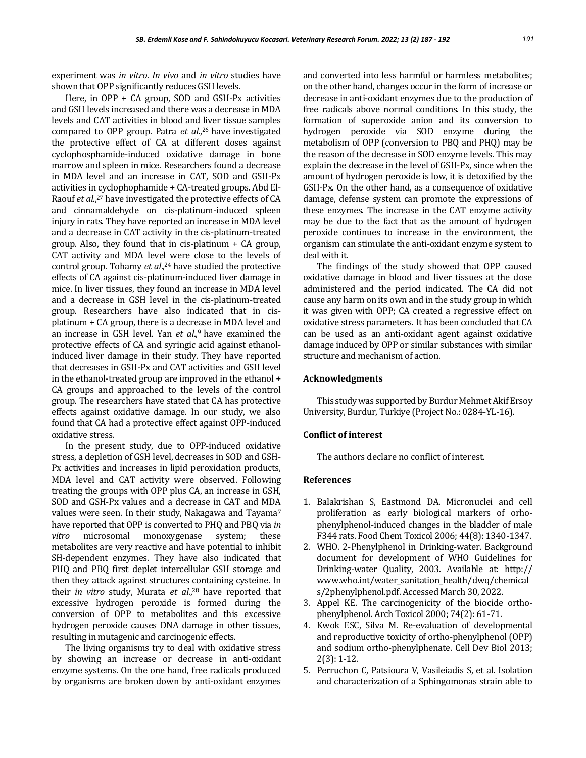experiment was *in vitro*. *In vivo* and *in vitro* studies have shown that OPP significantly reduces GSH levels.

Here, in OPP + CA group, SOD and GSH-Px activities and GSH levels increased and there was a decrease in MDA levels and CAT activities in blood and liver tissue samples compared to OPP group. Patra *et al*.,[26] have investigated the protective effect of CA at different doses against cyclophosphamide-induced oxidative damage in bone marrow and spleen in mice. Researchers found a decrease in MDA level and an increase in CAT, SOD and GSH-Px activities in cyclophophamide + CA-treated groups. Abd El-Raouf *et al*.,[27] have investigated the protective effects of CA and cinnamaldehyde on cis-platinum-induced spleen injury in rats. They have reported an increase in MDA level and a decrease in CAT activity in the cis-platinum-treated group. Also, they found that in cis-platinum + CA group, CAT activity and MDA level were close to the levels of control group. Tohamy *et al*.,[24] have studied the protective effects of CA against cis-platinum-induced liver damage in mice. In liver tissues, they found an increase in MDA level and a decrease in GSH level in the cis-platinum-treated group. Researchers have also indicated that in cis-platinum + CA group, there is a decrease in MDA level and an increase in GSH level. Yan *et al*.,[9] have examined the protective effects of CA and syringic acid against ethanol-induced liver damage in their study. They have reported that decreases in GSH-Px and CAT activities and GSH level in the ethanol-treated group are improved in the ethanol + CA groups and approached to the levels of the control group. The researchers have stated that CA has protective effects against oxidative damage. In our study, we also found that CA had a protective effect against OPP-induced oxidative stress.

In the present study, due to OPP-induced oxidative stress, a depletion of GSH level, decreases in SOD and GSH-Px activities and increases in lipid peroxidation products, MDA level and CAT activity were observed. Following treating the groups with OPP plus CA, an increase in GSH, SOD and GSH-Px values and a decrease in CAT and MDA values were seen. In their study, Nakagawa and Tayama[7] have reported that OPP is converted to PHQ and PBQ via *in vitro* microsomal monoxygenase system; these metabolites are very reactive and have potential to inhibit SH-dependent enzymes. They have also indicated that PHQ and PBQ first deplet intercellular GSH storage and then they attack against structures containing cysteine. In their *in vitro* study, Murata *et al*.,[28] have reported that excessive hydrogen peroxide is formed during the conversion of OPP to metabolites and this excessive hydrogen peroxide causes DNA damage in other tissues, resulting in mutagenic and carcinogenic effects.

The living organisms try to deal with oxidative stress by showing an increase or decrease in anti-oxidant enzyme systems. On the one hand, free radicals produced by organisms are broken down by anti-oxidant enzymes and converted into less harmful or harmless metabolites; on the other hand, changes occur in the form of increase or decrease in anti-oxidant enzymes due to the production of free radicals above normal conditions. In this study, the formation of superoxide anion and its conversion to hydrogen peroxide via SOD enzyme during the metabolism of OPP (conversion to PBQ and PHQ) may be the reason of the decrease in SOD enzyme levels. This may explain the decrease in the level of GSH-Px, since when the amount of hydrogen peroxide is low, it is detoxified by the GSH-Px. On the other hand, as a consequence of oxidative damage, defense system can promote the expressions of these enzymes. The increase in the CAT enzyme activity may be due to the fact that as the amount of hydrogen peroxide continues to increase in the environment, the organism can stimulate the anti-oxidant enzyme system to deal with it.

The findings of the study showed that OPP caused oxidative damage in blood and liver tissues at the dose administered and the period indicated. The CA did not cause any harm on its own and in the study group in which it was given with OPP; CA created a regressive effect on oxidative stress parameters. It has been concluded that CA can be used as an anti-oxidant agent against oxidative damage induced by OPP or similar substances with similar structure and mechanism of action.

## Acknowledgments

This study was supported by Burdur Mehmet Akif Ersoy University, Burdur, Turkiye (Project No.: 0284-YL-16).

## Conflict of interest

The authors declare no conflict of interest.

## References

1. Balakrishan S, Eastmond DA. Micronuclei and cell proliferation as early biological markers of orho-phenylphenol-induced changes in the bladder of male F344 rats. Food Chem Toxicol 2006; 44(8): 1340-1347.
2. WHO. 2-Phenylphenol in Drinking-water. Background document for development of WHO Guidelines for Drinking-water Quality, 2003. Available at: http://www.who.int/water_sanitation_health/dwq/chemicals/2phenylphenol.pdf. Accessed March 30, 2022.
3. Appel KE. The carcinogenicity of the biocide ortho-phenylphenol. Arch Toxicol 2000; 74(2): 61-71.
4. Kwok ESC, Silva M. Re-evaluation of developmental and reproductive toxicity of ortho-phenylphenol (OPP) and sodium ortho-phenylphenate. Cell Dev Biol 2013; 2(3): 1-12.
5. Perruchon C, Patsioura V, Vasileiadis S, et al. Isolation and characterization of a Sphingomonas strain able to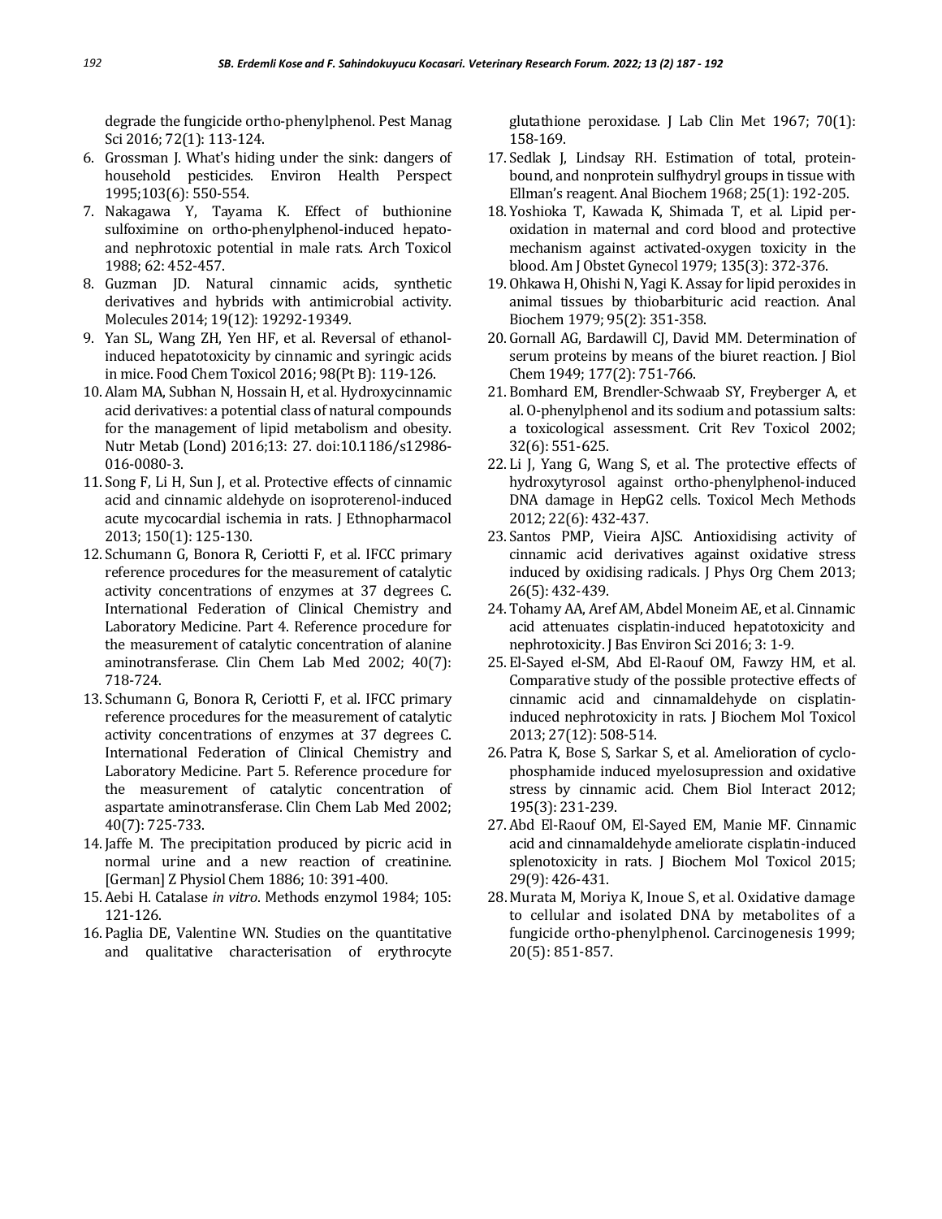degrade the fungicide ortho-phenylphenol. Pest Manag Sci 2016; 72(1): 113-124.

6. Grossman J. What's hiding under the sink: dangers of household pesticides. Environ Health Perspect 1995;103(6): 550-554.
7. Nakagawa Y, Tayama K. Effect of buthionine sulfoximine on ortho-phenylphenol-induced hepato- and nephrotoxic potential in male rats. Arch Toxicol 1988; 62: 452-457.
8. Guzman JD. Natural cinnamic acids, synthetic derivatives and hybrids with antimicrobial activity. Molecules 2014; 19(12): 19292-19349.
9. Yan SL, Wang ZH, Yen HF, et al. Reversal of ethanol-induced hepatotoxicity by cinnamic and syringic acids in mice. Food Chem Toxicol 2016; 98(Pt B): 119-126.
10. Alam MA, Subhan N, Hossain H, et al. Hydroxycinnamic acid derivatives: a potential class of natural compounds for the management of lipid metabolism and obesity. Nutr Metab (Lond) 2016;13: 27. doi:10.1186/s12986-016-0080-3.
11. Song F, Li H, Sun J, et al. Protective effects of cinnamic acid and cinnamic aldehyde on isoproterenol-induced acute mycocardial ischemia in rats. J Ethnopharmacol 2013; 150(1): 125-130.
12. Schumann G, Bonora R, Ceriotti F, et al. IFCC primary reference procedures for the measurement of catalytic activity concentrations of enzymes at 37 degrees C. International Federation of Clinical Chemistry and Laboratory Medicine. Part 4. Reference procedure for the measurement of catalytic concentration of alanine aminotransferase. Clin Chem Lab Med 2002; 40(7): 718-724.
13. Schumann G, Bonora R, Ceriotti F, et al. IFCC primary reference procedures for the measurement of catalytic activity concentrations of enzymes at 37 degrees C. International Federation of Clinical Chemistry and Laboratory Medicine. Part 5. Reference procedure for the measurement of catalytic concentration of aspartate aminotransferase. Clin Chem Lab Med 2002; 40(7): 725-733.
14. Jaffe M. The precipitation produced by picric acid in normal urine and a new reaction of creatinine. [German] Z Physiol Chem 1886; 10: 391-400.
15. Aebi H. Catalase *in vitro*. Methods enzymol 1984; 105: 121-126.
16. Paglia DE, Valentine WN. Studies on the quantitative and qualitative characterisation of erythrocyte glutathione peroxidase. J Lab Clin Met 1967; 70(1): 158-169.
17. Sedlak J, Lindsay RH. Estimation of total, protein-bound, and nonprotein sulfhydryl groups in tissue with Ellman's reagent. Anal Biochem 1968; 25(1): 192-205.
18. Yoshioka T, Kawada K, Shimada T, et al. Lipid peroxidation in maternal and cord blood and protective mechanism against activated-oxygen toxicity in the blood. Am J Obstet Gynecol 1979; 135(3): 372-376.
19. Ohkawa H, Ohishi N, Yagi K. Assay for lipid peroxides in animal tissues by thiobarbituric acid reaction. Anal Biochem 1979; 95(2): 351-358.
20. Gornall AG, Bardawill CJ, David MM. Determination of serum proteins by means of the biuret reaction. J Biol Chem 1949; 177(2): 751-766.
21. Bomhard EM, Brendler-Schwaab SY, Freyberger A, et al. O-phenylphenol and its sodium and potassium salts: a toxicological assessment. Crit Rev Toxicol 2002; 32(6): 551-625.
22. Li J, Yang G, Wang S, et al. The protective effects of hydroxytyrosol against ortho-phenylphenol-induced DNA damage in HepG2 cells. Toxicol Mech Methods 2012; 22(6): 432-437.
23. Santos PMP, Vieira AJSC. Antioxidising activity of cinnamic acid derivatives against oxidative stress induced by oxidising radicals. J Phys Org Chem 2013; 26(5): 432-439.
24. Tohamy AA, Aref AM, Abdel Moneim AE, et al. Cinnamic acid attenuates cisplatin-induced hepatotoxicity and nephrotoxicity. J Bas Environ Sci 2016; 3: 1-9.
25. El-Sayed el-SM, Abd El-Raouf OM, Fawzy HM, et al. Comparative study of the possible protective effects of cinnamic acid and cinnamaldehyde on cisplatin-induced nephrotoxicity in rats. J Biochem Mol Toxicol 2013; 27(12): 508-514.
26. Patra K, Bose S, Sarkar S, et al. Amelioration of cyclophosphamide induced myelosupression and oxidative stress by cinnamic acid. Chem Biol Interact 2012; 195(3): 231-239.
27. Abd El-Raouf OM, El-Sayed EM, Manie MF. Cinnamic acid and cinnamaldehyde ameliorate cisplatin-induced splenotoxicity in rats. J Biochem Mol Toxicol 2015; 29(9): 426-431.
28. Murata M, Moriya K, Inoue S, et al. Oxidative damage to cellular and isolated DNA by metabolites of a fungicide ortho-phenylphenol. Carcinogenesis 1999; 20(5): 851-857.